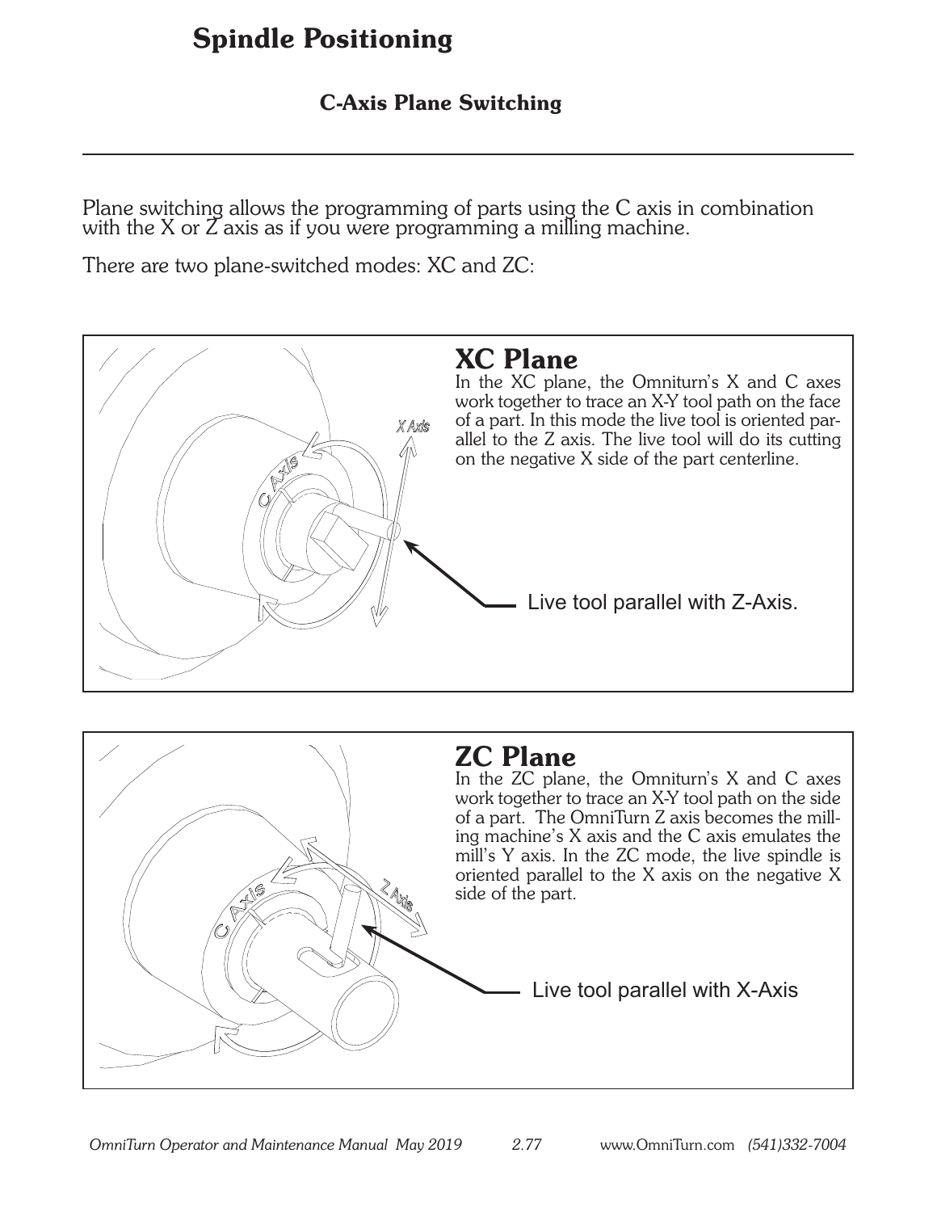# Spindle Positioning

## C-Axis Plane Switching

Plane switching allows the programming of parts using the C axis in combination with the X or Z axis as if you were programming a milling machine.

There are two plane-switched modes: XC and ZC:

### XC Plane

In the XC plane, the Omniturn's X and C axes work together to trace an X-Y tool path on the face of a part. In this mode the live tool is oriented parallel to the Z axis. The live tool will do its cutting on the negative X side of the part centerline.

Live tool parallel with Z-Axis.

### ZC Plane

In the ZC plane, the Omniturn's X and C axes work together to trace an X-Y tool path on the side of a part. The OmniTurn Z axis becomes the milling machine's X axis and the C axis emulates the mill's Y axis. In the ZC mode, the live spindle is oriented parallel to the X axis on the negative X side of the part.

Live tool parallel with X-Axis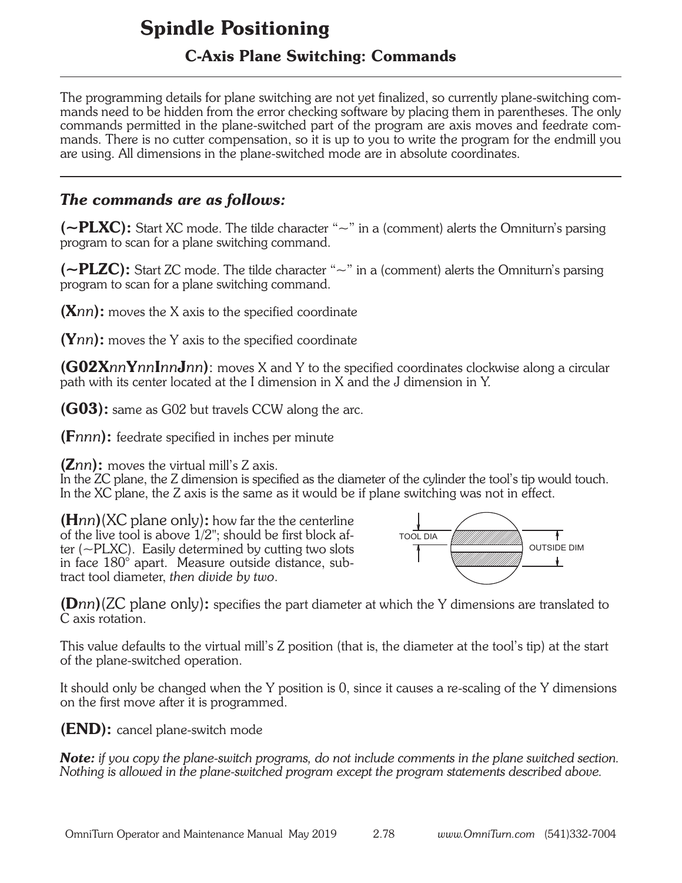# Spindle Positioning

## C-Axis Plane Switching: Commands

The programming details for plane switching are not yet finalized, so currently plane-switching commands need to be hidden from the error checking software by placing them in parentheses. The only commands permitted in the plane-switched part of the program are axis moves and feedrate commands. There is no cutter compensation, so it is up to you to write the program for the endmill you are using. All dimensions in the plane-switched mode are in absolute coordinates.

### *The commands are as follows:*

**(~PLXC):** Start XC mode. The tilde character "~" in a (comment) alerts the Omniturn's parsing program to scan for a plane switching command.

**(~PLZC):** Start ZC mode. The tilde character "~" in a (comment) alerts the Omniturn's parsing program to scan for a plane switching command.

**(X*nn*):** moves the X axis to the specified coordinate

**(Y*nn*):** moves the Y axis to the specified coordinate

**(G02X*nn*Y*nn*I*nn*J*nn*)**: moves X and Y to the specified coordinates clockwise along a circular path with its center located at the I dimension in X and the J dimension in Y.

**(G03):** same as G02 but travels CCW along the arc.

**(F*nnn*):** feedrate specified in inches per minute

**(Z*nn*):** moves the virtual mill's Z axis.
In the ZC plane, the Z dimension is specified as the diameter of the cylinder the tool's tip would touch. In the XC plane, the Z axis is the same as it would be if plane switching was not in effect.

**(H*nn*)**(XC plane only)**:** how far the the centerline of the live tool is above 1/2"; should be first block after (~PLXC). Easily determined by cutting two slots in face 180° apart. Measure outside distance, subtract tool diameter, *then divide by two*.

TOOL DIA

OUTSIDE DIM

**(D*nn*)**(ZC plane only)**:** specifies the part diameter at which the Y dimensions are translated to C axis rotation.

This value defaults to the virtual mill's Z position (that is, the diameter at the tool's tip) at the start of the plane-switched operation.

It should only be changed when the Y position is 0, since it causes a re-scaling of the Y dimensions on the first move after it is programmed.

**(END):** cancel plane-switch mode

***Note:*** *if you copy the plane-switch programs, do not include comments in the plane switched section. Nothing is allowed in the plane-switched program except the program statements described above.*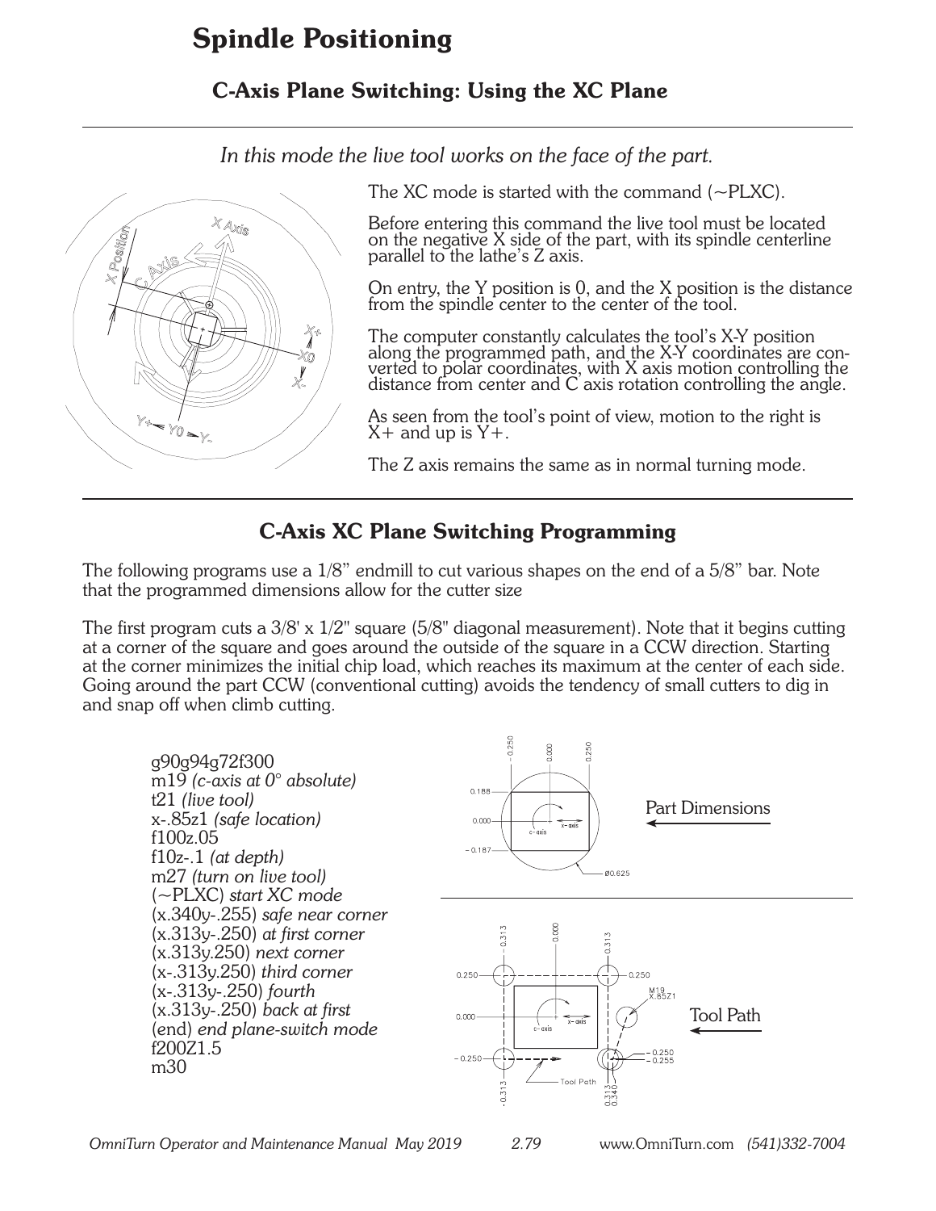# Spindle Positioning

## C-Axis Plane Switching: Using the XC Plane

*In this mode the live tool works on the face of the part.*

The XC mode is started with the command (~PLXC).

Before entering this command the live tool must be located on the negative X side of the part, with its spindle centerline parallel to the lathe's Z axis.

On entry, the Y position is 0, and the X position is the distance from the spindle center to the center of the tool.

The computer constantly calculates the tool's X-Y position along the programmed path, and the X-Y coordinates are converted to polar coordinates, with X axis motion controlling the distance from center and C axis rotation controlling the angle.

As seen from the tool's point of view, motion to the right is X+ and up is Y+.

The Z axis remains the same as in normal turning mode.

## C-Axis XC Plane Switching Programming

The following programs use a 1/8" endmill to cut various shapes on the end of a 5/8" bar. Note that the programmed dimensions allow for the cutter size

The first program cuts a 3/8' x 1/2" square (5/8" diagonal measurement). Note that it begins cutting at a corner of the square and goes around the outside of the square in a CCW direction. Starting at the corner minimizes the initial chip load, which reaches its maximum at the center of each side. Going around the part CCW (conventional cutting) avoids the tendency of small cutters to dig in and snap off when climb cutting.

```
g90g94g72f300
m19 (c-axis at 0° absolute)
t21 (live tool)
x-.85z1 (safe location)
f100z.05
f10z-.1 (at depth)
m27 (turn on live tool)
(~PLXC) start XC mode
(x.340y-.255) safe near corner
(x.313y-.250) at first corner
(x.313y.250) next corner
(x-.313y.250) third corner
(x-.313y-.250) fourth
(x.313y-.250) back at first
(end) end plane-switch mode
f200Z1.5
m30
```

Part Dimensions

Tool Path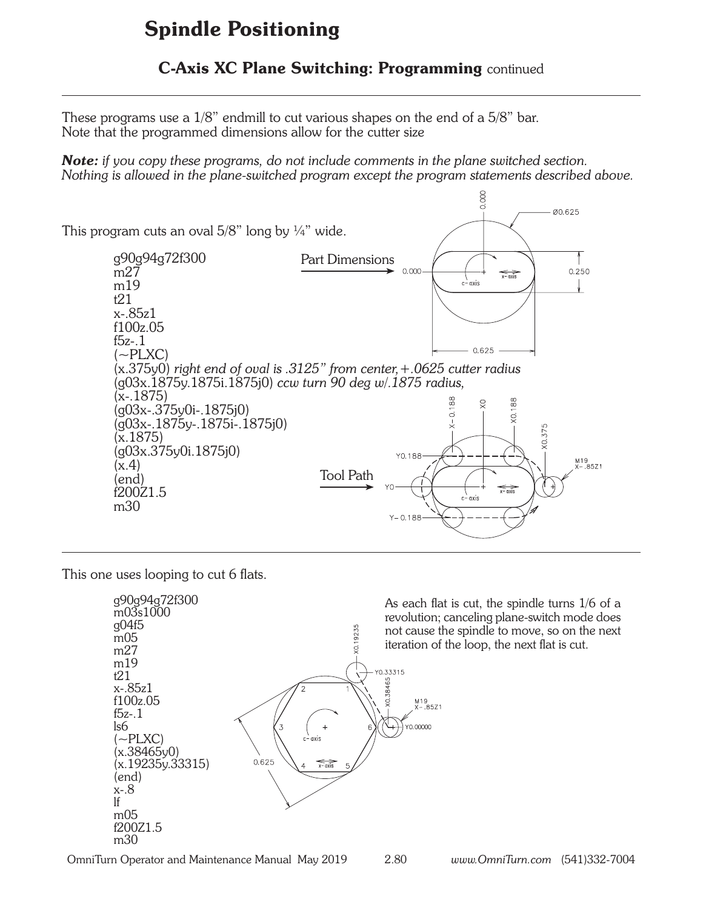# Spindle Positioning

## C-Axis XC Plane Switching: Programming continued

These programs use a 1/8" endmill to cut various shapes on the end of a 5/8" bar.
Note that the programmed dimensions allow for the cutter size

***Note:*** *if you copy these programs, do not include comments in the plane switched section. Nothing is allowed in the plane-switched program except the program statements described above.*

This program cuts an oval 5/8" long by ¼" wide.

```
g90g94g72f300
m27
m19
t21
x-.85z1
f100z.05
f5z-.1
(~PLXC)
(x.375y0) right end of oval is .3125" from center,+.0625 cutter radius
(g03x.1875y.1875i.1875j0) ccw turn 90 deg w/.1875 radius,
(x-.1875)
(g03x-.375y0i-.1875j0)
(g03x-.1875y-.1875i-.1875j0)
(x.1875)
(g03x.375y0i.1875j0)
(x.4)
(end)
f200Z1.5
m30
```

Part Dimensions

Tool Path

---

This one uses looping to cut 6 flats.

```
g90g94g72f300
m03s1000
g04f5
m05
m27
m19
t21
x-.85z1
f100z.05
f5z-.1
ls6
(~PLXC)
(x.38465y0)
(x.19235y.33315)
(end)
x-.8
lf
m05
f200Z1.5
m30
```

As each flat is cut, the spindle turns 1/6 of a revolution; canceling plane-switch mode does not cause the spindle to move, so on the next iteration of the loop, the next flat is cut.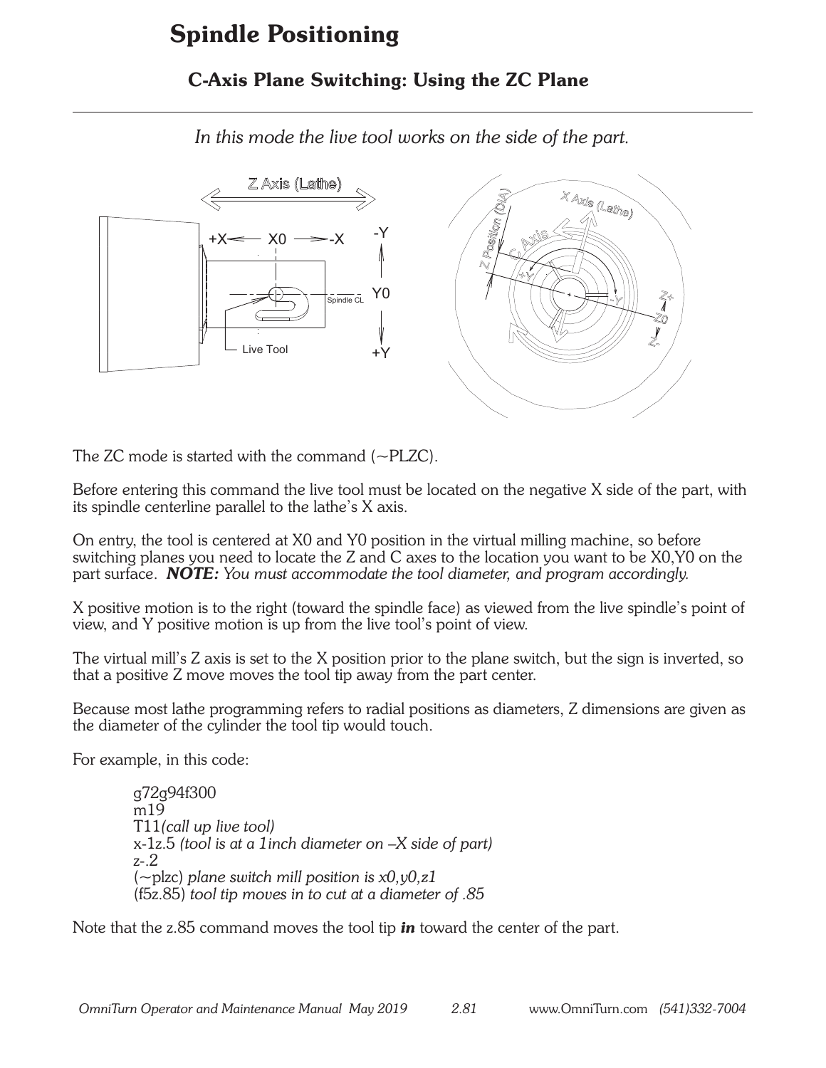# Spindle Positioning

## C-Axis Plane Switching: Using the ZC Plane

*In this mode the live tool works on the side of the part.*

The ZC mode is started with the command (~PLZC).

Before entering this command the live tool must be located on the negative X side of the part, with its spindle centerline parallel to the lathe's X axis.

On entry, the tool is centered at X0 and Y0 position in the virtual milling machine, so before switching planes you need to locate the Z and C axes to the location you want to be X0,Y0 on the part surface. ***NOTE:*** *You must accommodate the tool diameter, and program accordingly.*

X positive motion is to the right (toward the spindle face) as viewed from the live spindle's point of view, and Y positive motion is up from the live tool's point of view.

The virtual mill's Z axis is set to the X position prior to the plane switch, but the sign is inverted, so that a positive Z move moves the tool tip away from the part center.

Because most lathe programming refers to radial positions as diameters, Z dimensions are given as the diameter of the cylinder the tool tip would touch.

For example, in this code:

```
g72g94f300
m19
T11(call up live tool)
x-1z.5 (tool is at a 1inch diameter on –X side of part)
z-.2
(~plzc) plane switch mill position is x0,y0,z1
(f5z.85) tool tip moves in to cut at a diameter of .85
```

Note that the z.85 command moves the tool tip ***in*** toward the center of the part.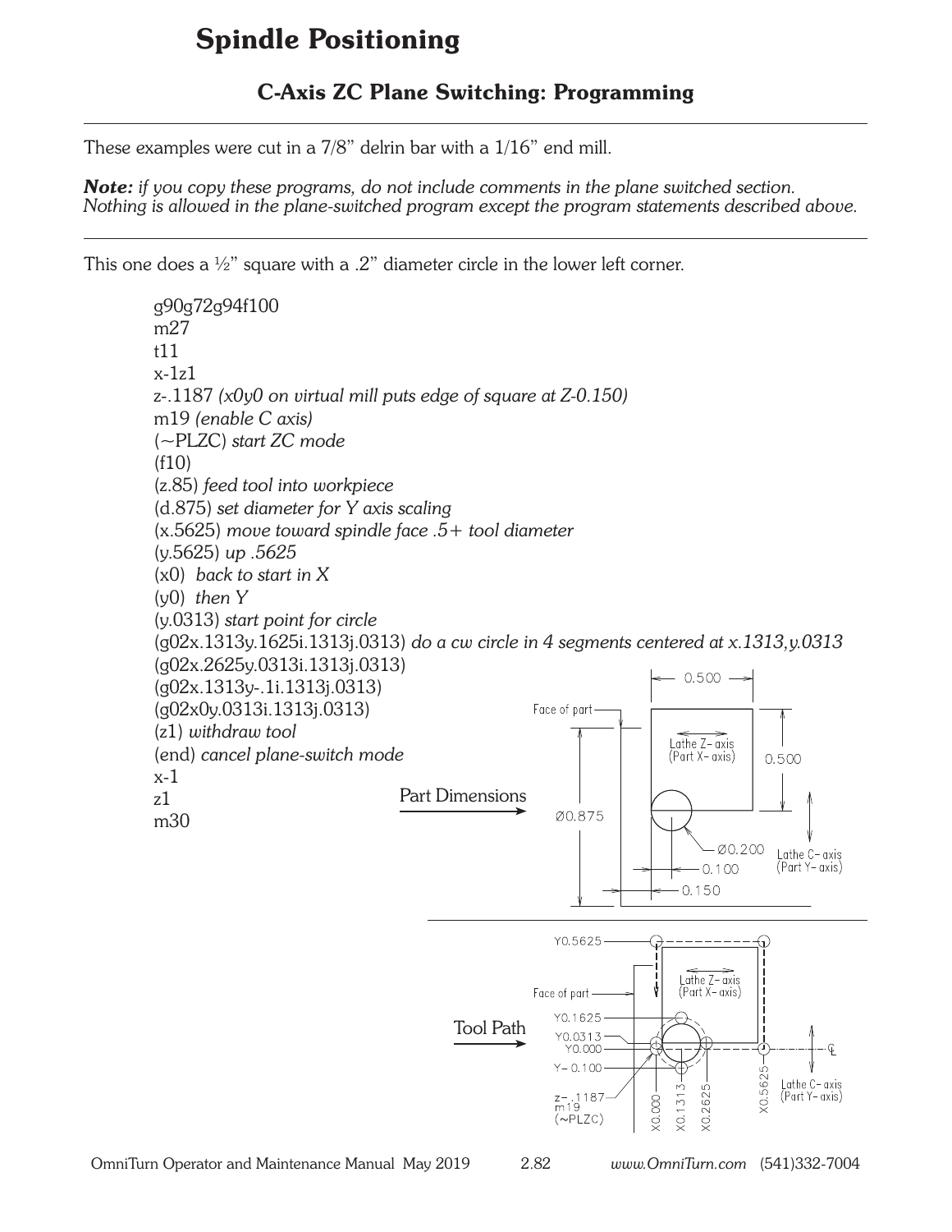# Spindle Positioning

## C-Axis ZC Plane Switching: Programming

These examples were cut in a 7/8" delrin bar with a 1/16" end mill.

***Note:*** *if you copy these programs, do not include comments in the plane switched section. Nothing is allowed in the plane-switched program except the program statements described above.*

This one does a ½" square with a .2" diameter circle in the lower left corner.

```
g90g72g94f100
m27
t11
x-1z1
z-.1187 (x0y0 on virtual mill puts edge of square at Z-0.150)
m19 (enable C axis)
(~PLZC) start ZC mode
(f10)
(z.85) feed tool into workpiece
(d.875) set diameter for Y axis scaling
(x.5625) move toward spindle face .5+ tool diameter
(y.5625) up .5625
(x0)  back to start in X
(y0)  then Y
(y.0313) start point for circle
(g02x.1313y.1625i.1313j.0313) do a cw circle in 4 segments centered at x.1313,y.0313
(g02x.2625y.0313i.1313j.0313)
(g02x.1313y-.1i.1313j.0313)
(g02x0y.0313i.1313j.0313)
(z1) withdraw tool
(end) cancel plane-switch mode
x-1
z1
m30
```

Part Dimensions

Tool Path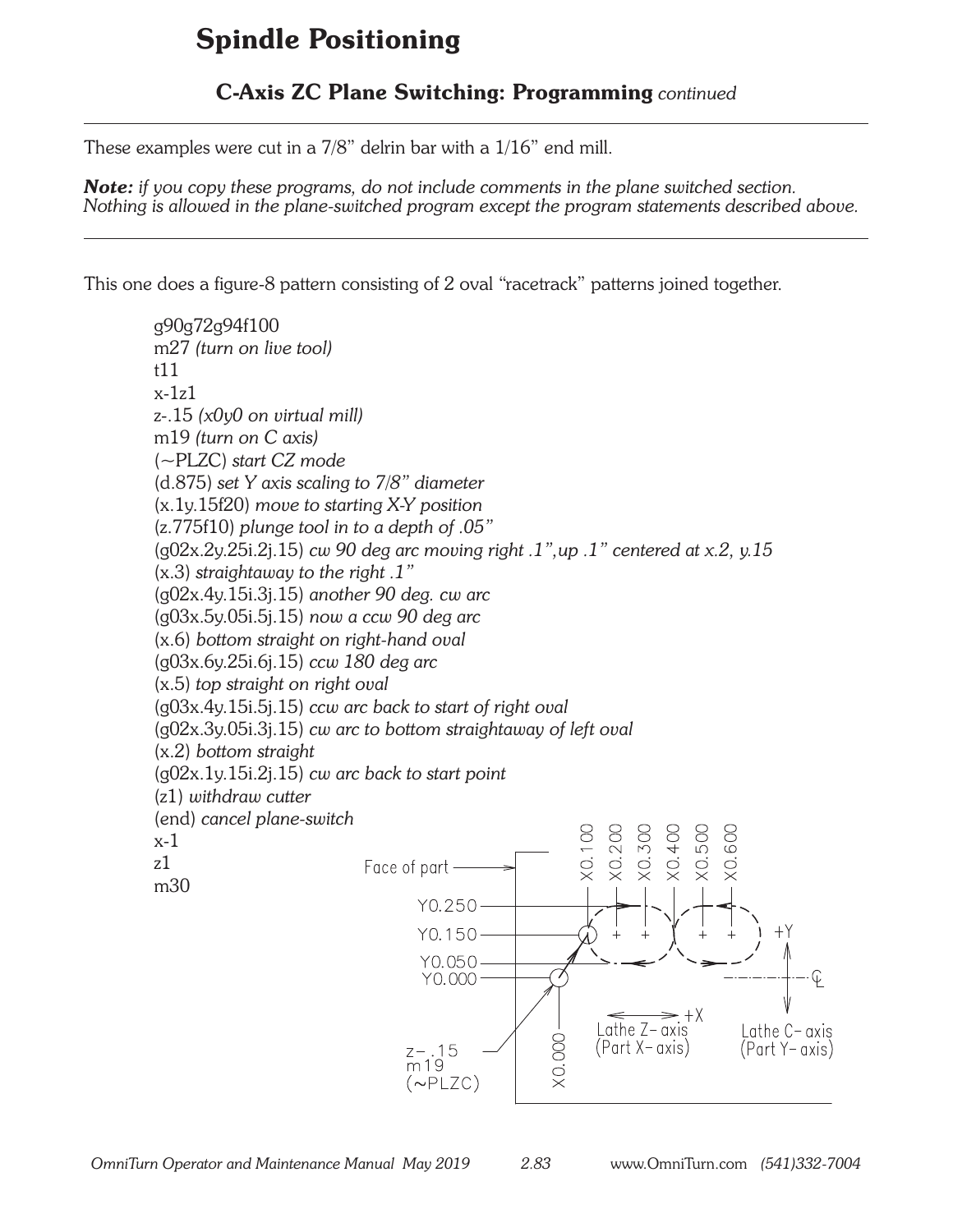# Spindle Positioning

## C-Axis ZC Plane Switching: Programming *continued*

---

These examples were cut in a 7/8" delrin bar with a 1/16" end mill.

***Note:*** *if you copy these programs, do not include comments in the plane switched section. Nothing is allowed in the plane-switched program except the program statements described above.*

---

This one does a figure-8 pattern consisting of 2 oval "racetrack" patterns joined together.

```
g90g72g94f100
m27 (turn on live tool)
t11
x-1z1
z-.15 (x0y0 on virtual mill)
m19 (turn on C axis)
(~PLZC) start CZ mode
(d.875) set Y axis scaling to 7/8" diameter
(x.1y.15f20) move to starting X-Y position
(z.775f10) plunge tool in to a depth of .05"
(g02x.2y.25i.2j.15) cw 90 deg arc moving right .1",up .1" centered at x.2, y.15
(x.3) straightaway to the right .1"
(g02x.4y.15i.3j.15) another 90 deg. cw arc
(g03x.5y.05i.5j.15) now a ccw 90 deg arc
(x.6) bottom straight on right-hand oval
(g03x.6y.25i.6j.15) ccw 180 deg arc
(x.5) top straight on right oval
(g03x.4y.15i.5j.15) ccw arc back to start of right oval
(g02x.3y.05i.3j.15) cw arc to bottom straightaway of left oval
(x.2) bottom straight
(g02x.1y.15i.2j.15) cw arc back to start point
(z1) withdraw cutter
(end) cancel plane-switch
x-1
z1
m30
```

Face of part — X0.100, X0.200, X0.300, X0.400, X0.500, X0.600, X0.000 — Y0.250, Y0.150, Y0.050, Y0.000 — +X Lathe Z-axis (Part X-axis) — +Y Lathe C-axis (Part Y-axis) — ℄ — z-.15 m19 (~PLZC)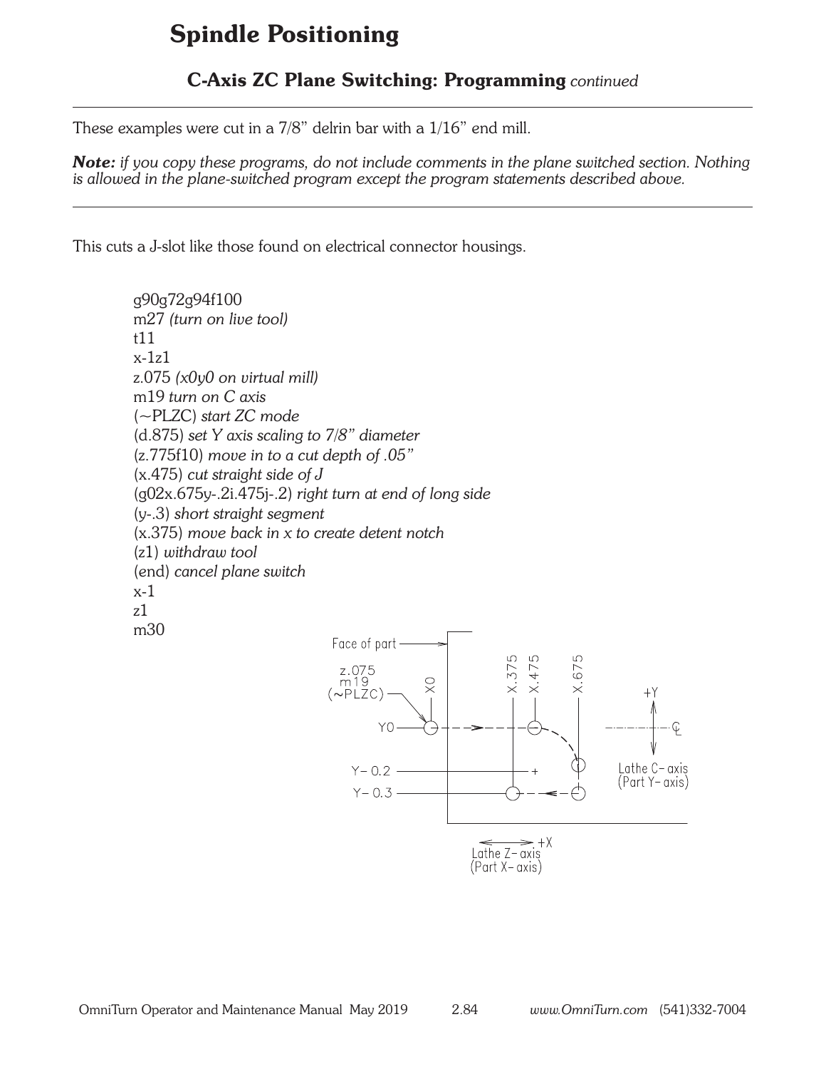# Spindle Positioning

## C-Axis ZC Plane Switching: Programming *continued*

These examples were cut in a 7/8" delrin bar with a 1/16" end mill.

***Note:*** *if you copy these programs, do not include comments in the plane switched section. Nothing is allowed in the plane-switched program except the program statements described above.*

This cuts a J-slot like those found on electrical connector housings.

```
g90g72g94f100
m27 (turn on live tool)
t11
x-1z1
z.075 (x0y0 on virtual mill)
m19 turn on C axis
(~PLZC) start ZC mode
(d.875) set Y axis scaling to 7/8" diameter
(z.775f10) move in to a cut depth of .05"
(x.475) cut straight side of J
(g02x.675y-.2i.475j-.2) right turn at end of long side
(y-.3) short straight segment
(x.375) move back in x to create detent notch
(z1) withdraw tool
(end) cancel plane switch
x-1
z1
m30
```

Face of part
z.075
m19
(~PLZC)
X0
X.375
X.475
X.675
+Y
Y0
Y- 0.2
Y- 0.3
Lathe C- axis
(Part Y- axis)
+X
Lathe Z- axis
(Part X- axis)